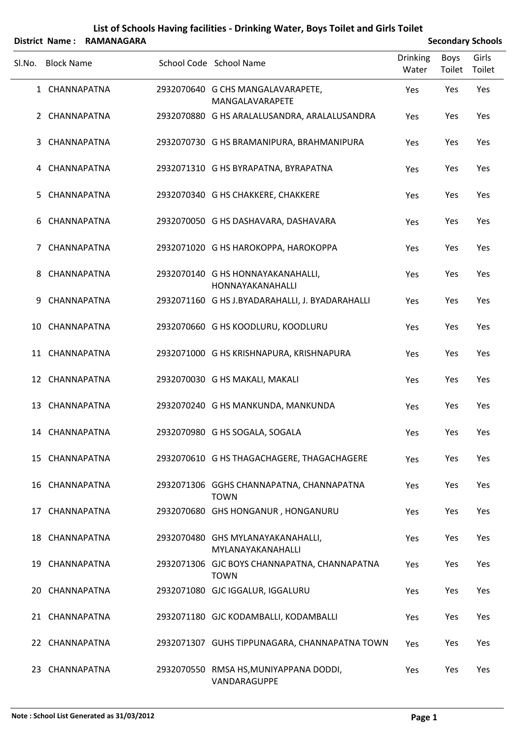# List of Schools Having facilities - Drinking Water, Boys Toilet and Girls Toilet

**District Name : RAMANAGARA** **Secondary Schools**

| Sl.No. | Block Name | School Code | School Name | Drinking Water | Boys Toilet | Girls Toilet |
|---|---|---|---|---|---|---|
| 1 | CHANNAPATNA | 2932070640 | G CHS MANGALAVARAPETE, MANGALAVARAPETE | Yes | Yes | Yes |
| 2 | CHANNAPATNA | 2932070880 | G HS ARALALUSANDRA, ARALALUSANDRA | Yes | Yes | Yes |
| 3 | CHANNAPATNA | 2932070730 | G HS BRAMANIPURA, BRAHMANIPURA | Yes | Yes | Yes |
| 4 | CHANNAPATNA | 2932071310 | G HS BYRAPATNA, BYRAPATNA | Yes | Yes | Yes |
| 5 | CHANNAPATNA | 2932070340 | G HS CHAKKERE, CHAKKERE | Yes | Yes | Yes |
| 6 | CHANNAPATNA | 2932070050 | G HS DASHAVARA, DASHAVARA | Yes | Yes | Yes |
| 7 | CHANNAPATNA | 2932071020 | G HS HAROKOPPA, HAROKOPPA | Yes | Yes | Yes |
| 8 | CHANNAPATNA | 2932070140 | G HS HONNAYAKANAHALLI, HONNAYAKANAHALLI | Yes | Yes | Yes |
| 9 | CHANNAPATNA | 2932071160 | G HS J.BYADARAHALLI, J. BYADARAHALLI | Yes | Yes | Yes |
| 10 | CHANNAPATNA | 2932070660 | G HS KOODLURU, KOODLURU | Yes | Yes | Yes |
| 11 | CHANNAPATNA | 2932071000 | G HS KRISHNAPURA, KRISHNAPURA | Yes | Yes | Yes |
| 12 | CHANNAPATNA | 2932070030 | G HS MAKALI, MAKALI | Yes | Yes | Yes |
| 13 | CHANNAPATNA | 2932070240 | G HS MANKUNDA, MANKUNDA | Yes | Yes | Yes |
| 14 | CHANNAPATNA | 2932070980 | G HS SOGALA, SOGALA | Yes | Yes | Yes |
| 15 | CHANNAPATNA | 2932070610 | G HS THAGACHAGERE, THAGACHAGERE | Yes | Yes | Yes |
| 16 | CHANNAPATNA | 2932071306 | GGHS CHANNAPATNA, CHANNAPATNA TOWN | Yes | Yes | Yes |
| 17 | CHANNAPATNA | 2932070680 | GHS HONGANUR , HONGANURU | Yes | Yes | Yes |
| 18 | CHANNAPATNA | 2932070480 | GHS MYLANAYAKANAHALLI, MYLANAYAKANAHALLI | Yes | Yes | Yes |
| 19 | CHANNAPATNA | 2932071306 | GJC BOYS CHANNAPATNA, CHANNAPATNA TOWN | Yes | Yes | Yes |
| 20 | CHANNAPATNA | 2932071080 | GJC IGGALUR, IGGALURU | Yes | Yes | Yes |
| 21 | CHANNAPATNA | 2932071180 | GJC KODAMBALLI, KODAMBALLI | Yes | Yes | Yes |
| 22 | CHANNAPATNA | 2932071307 | GUHS TIPPUNAGARA, CHANNAPATNA TOWN | Yes | Yes | Yes |
| 23 | CHANNAPATNA | 2932070550 | RMSA HS,MUNIYAPPANA DODDI, VANDARAGUPPE | Yes | Yes | Yes |

**Note : School List Generated as 31/03/2012**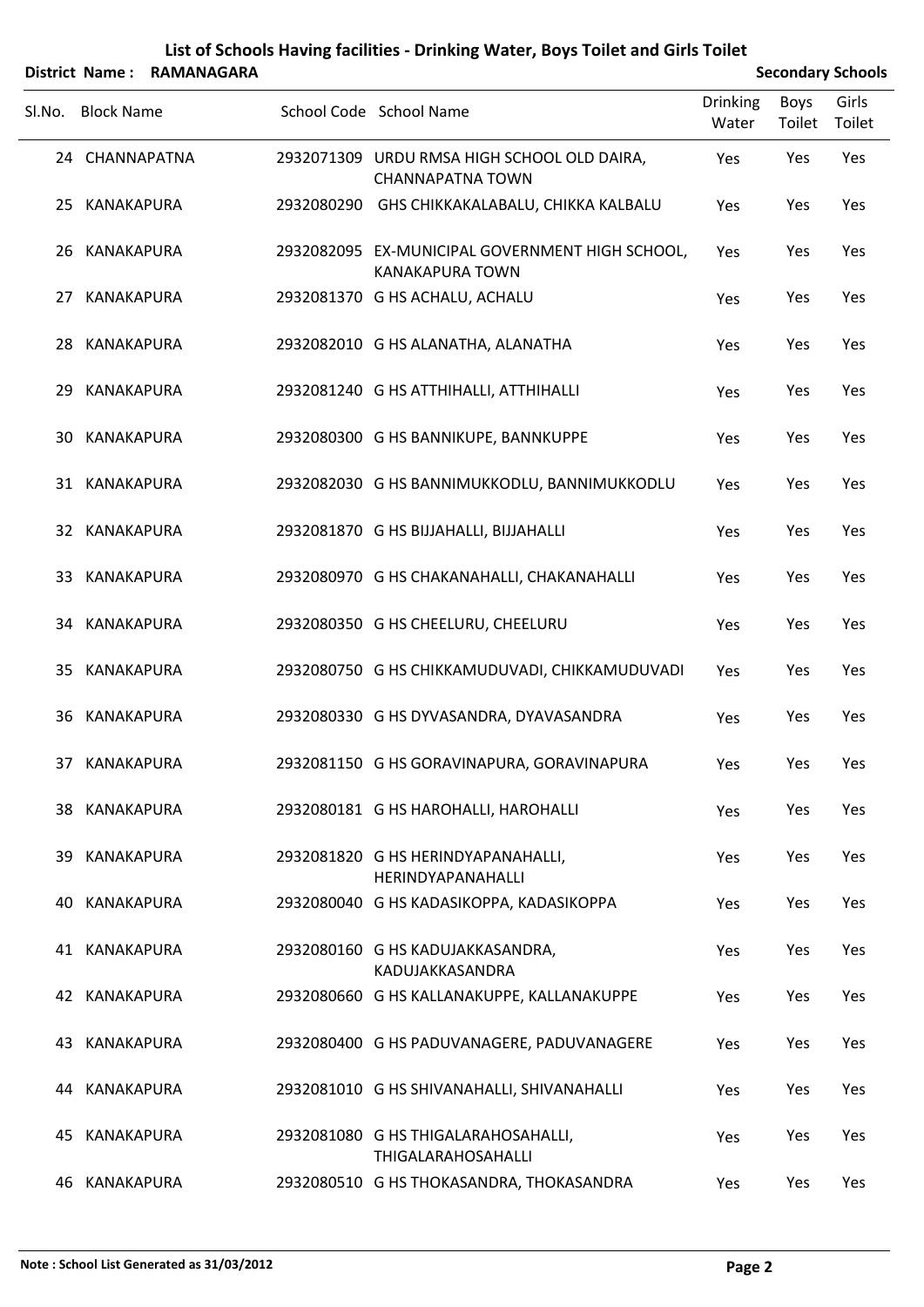# List of Schools Having facilities - Drinking Water, Boys Toilet and Girls Toilet

**District Name : RAMANAGARA** **Secondary Schools**

| Sl.No. | Block Name | School Code | School Name | Drinking Water | Boys Toilet | Girls Toilet |
|---|---|---|---|---|---|---|
| 24 | CHANNAPATNA | 2932071309 | URDU RMSA HIGH SCHOOL OLD DAIRA, CHANNAPATNA TOWN | Yes | Yes | Yes |
| 25 | KANAKAPURA | 2932080290 | GHS CHIKKAKALABALU, CHIKKA KALBALU | Yes | Yes | Yes |
| 26 | KANAKAPURA | 2932082095 | EX-MUNICIPAL GOVERNMENT HIGH SCHOOL, KANAKAPURA TOWN | Yes | Yes | Yes |
| 27 | KANAKAPURA | 2932081370 | G HS ACHALU, ACHALU | Yes | Yes | Yes |
| 28 | KANAKAPURA | 2932082010 | G HS ALANATHA, ALANATHA | Yes | Yes | Yes |
| 29 | KANAKAPURA | 2932081240 | G HS ATTHIHALLI, ATTHIHALLI | Yes | Yes | Yes |
| 30 | KANAKAPURA | 2932080300 | G HS BANNIKUPE, BANNKUPPE | Yes | Yes | Yes |
| 31 | KANAKAPURA | 2932082030 | G HS BANNIMUKKODLU, BANNIMUKKODLU | Yes | Yes | Yes |
| 32 | KANAKAPURA | 2932081870 | G HS BIJJAHALLI, BIJJAHALLI | Yes | Yes | Yes |
| 33 | KANAKAPURA | 2932080970 | G HS CHAKANAHALLI, CHAKANAHALLI | Yes | Yes | Yes |
| 34 | KANAKAPURA | 2932080350 | G HS CHEELURU, CHEELURU | Yes | Yes | Yes |
| 35 | KANAKAPURA | 2932080750 | G HS CHIKKAMUDUVADI, CHIKKAMUDUVADI | Yes | Yes | Yes |
| 36 | KANAKAPURA | 2932080330 | G HS DYVASANDRA, DYAVASANDRA | Yes | Yes | Yes |
| 37 | KANAKAPURA | 2932081150 | G HS GORAVINAPURA, GORAVINAPURA | Yes | Yes | Yes |
| 38 | KANAKAPURA | 2932080181 | G HS HAROHALLI, HAROHALLI | Yes | Yes | Yes |
| 39 | KANAKAPURA | 2932081820 | G HS HERINDYAPANAHALLI, HERINDYAPANAHALLI | Yes | Yes | Yes |
| 40 | KANAKAPURA | 2932080040 | G HS KADASIKOPPA, KADASIKOPPA | Yes | Yes | Yes |
| 41 | KANAKAPURA | 2932080160 | G HS KADUJAKKASANDRA, KADUJAKKASANDRA | Yes | Yes | Yes |
| 42 | KANAKAPURA | 2932080660 | G HS KALLANAKUPPE, KALLANAKUPPE | Yes | Yes | Yes |
| 43 | KANAKAPURA | 2932080400 | G HS PADUVANAGERE, PADUVANAGERE | Yes | Yes | Yes |
| 44 | KANAKAPURA | 2932081010 | G HS SHIVANAHALLI, SHIVANAHALLI | Yes | Yes | Yes |
| 45 | KANAKAPURA | 2932081080 | G HS THIGALARAHOSAHALLI, THIGALARAHOSAHALLI | Yes | Yes | Yes |
| 46 | KANAKAPURA | 2932080510 | G HS THOKASANDRA, THOKASANDRA | Yes | Yes | Yes |

**Note : School List Generated as 31/03/2012**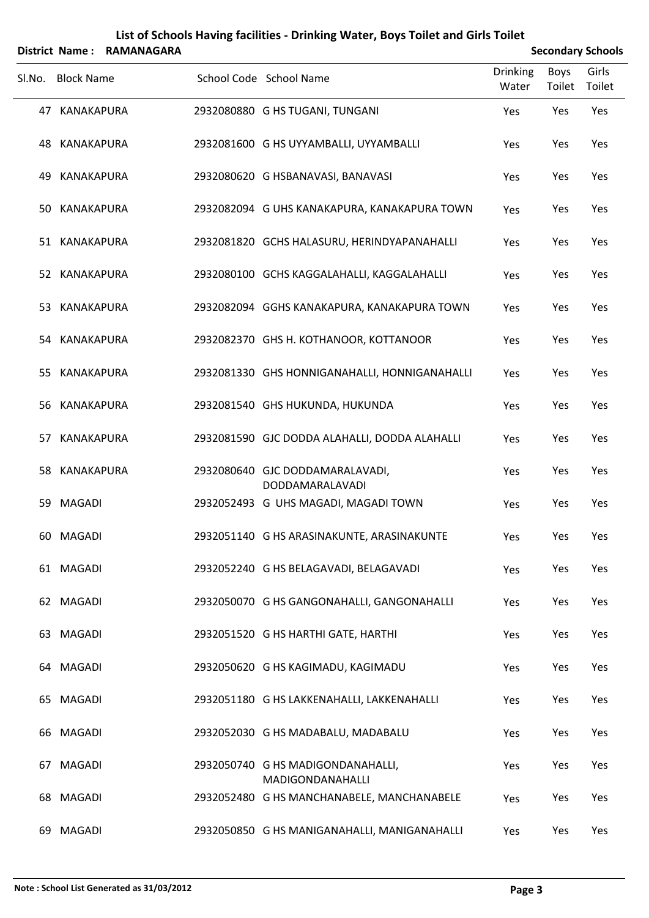# List of Schools Having facilities - Drinking Water, Boys Toilet and Girls Toilet

**District Name : RAMANAGARA** **Secondary Schools**

| Sl.No. | Block Name | School Code | School Name | Drinking Water | Boys Toilet | Girls Toilet |
|---|---|---|---|---|---|---|
| 47 | KANAKAPURA | 2932080880 | G HS TUGANI, TUNGANI | Yes | Yes | Yes |
| 48 | KANAKAPURA | 2932081600 | G HS UYYAMBALLI, UYYAMBALLI | Yes | Yes | Yes |
| 49 | KANAKAPURA | 2932080620 | G HSBANAVASI, BANAVASI | Yes | Yes | Yes |
| 50 | KANAKAPURA | 2932082094 | G UHS KANAKAPURA, KANAKAPURA TOWN | Yes | Yes | Yes |
| 51 | KANAKAPURA | 2932081820 | GCHS HALASURU, HERINDYAPANAHALLI | Yes | Yes | Yes |
| 52 | KANAKAPURA | 2932080100 | GCHS KAGGALAHALLI, KAGGALAHALLI | Yes | Yes | Yes |
| 53 | KANAKAPURA | 2932082094 | GGHS KANAKAPURA, KANAKAPURA TOWN | Yes | Yes | Yes |
| 54 | KANAKAPURA | 2932082370 | GHS H. KOTHANOOR, KOTTANOOR | Yes | Yes | Yes |
| 55 | KANAKAPURA | 2932081330 | GHS HONNIGANAHALLI, HONNIGANAHALLI | Yes | Yes | Yes |
| 56 | KANAKAPURA | 2932081540 | GHS HUKUNDA, HUKUNDA | Yes | Yes | Yes |
| 57 | KANAKAPURA | 2932081590 | GJC DODDA ALAHALLI, DODDA ALAHALLI | Yes | Yes | Yes |
| 58 | KANAKAPURA | 2932080640 | GJC DODDAMARALAVADI, DODDAMARALAVADI | Yes | Yes | Yes |
| 59 | MAGADI | 2932052493 | G UHS MAGADI, MAGADI TOWN | Yes | Yes | Yes |
| 60 | MAGADI | 2932051140 | G HS ARASINAKUNTE, ARASINAKUNTE | Yes | Yes | Yes |
| 61 | MAGADI | 2932052240 | G HS BELAGAVADI, BELAGAVADI | Yes | Yes | Yes |
| 62 | MAGADI | 2932050070 | G HS GANGONAHALLI, GANGONAHALLI | Yes | Yes | Yes |
| 63 | MAGADI | 2932051520 | G HS HARTHI GATE, HARTHI | Yes | Yes | Yes |
| 64 | MAGADI | 2932050620 | G HS KAGIMADU, KAGIMADU | Yes | Yes | Yes |
| 65 | MAGADI | 2932051180 | G HS LAKKENAHALLI, LAKKENAHALLI | Yes | Yes | Yes |
| 66 | MAGADI | 2932052030 | G HS MADABALU, MADABALU | Yes | Yes | Yes |
| 67 | MAGADI | 2932050740 | G HS MADIGONDANAHALLI, MADIGONDANAHALLI | Yes | Yes | Yes |
| 68 | MAGADI | 2932052480 | G HS MANCHANABELE, MANCHANABELE | Yes | Yes | Yes |
| 69 | MAGADI | 2932050850 | G HS MANIGANAHALLI, MANIGANAHALLI | Yes | Yes | Yes |

**Note : School List Generated as 31/03/2012**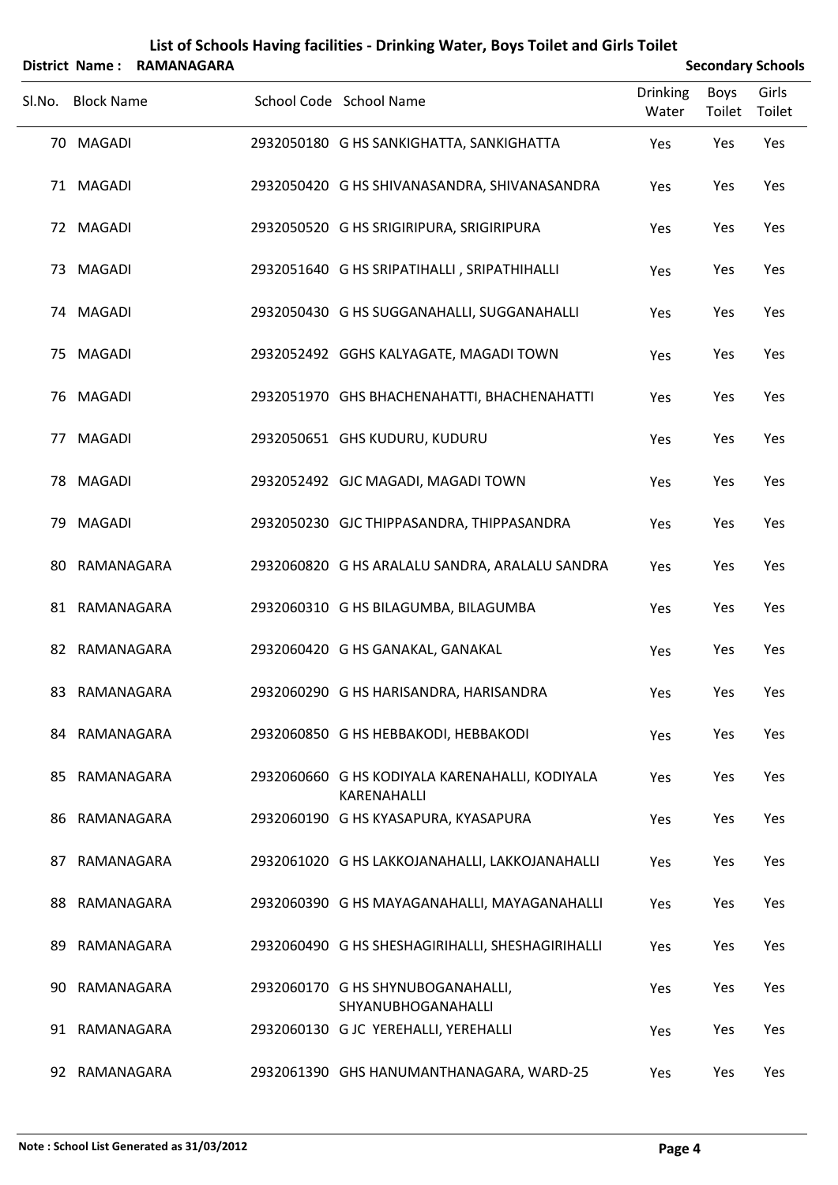# List of Schools Having facilities - Drinking Water, Boys Toilet and Girls Toilet

**District Name : RAMANAGARA** **Secondary Schools**

| Sl.No. | Block Name | School Code | School Name | Drinking Water | Boys Toilet | Girls Toilet |
|---|---|---|---|---|---|---|
| 70 | MAGADI | 2932050180 | G HS SANKIGHATTA, SANKIGHATTA | Yes | Yes | Yes |
| 71 | MAGADI | 2932050420 | G HS SHIVANASANDRA, SHIVANASANDRA | Yes | Yes | Yes |
| 72 | MAGADI | 2932050520 | G HS SRIGIRIPURA, SRIGIRIPURA | Yes | Yes | Yes |
| 73 | MAGADI | 2932051640 | G HS SRIPATIHALLI , SRIPATHIHALLI | Yes | Yes | Yes |
| 74 | MAGADI | 2932050430 | G HS SUGGANAHALLI, SUGGANAHALLI | Yes | Yes | Yes |
| 75 | MAGADI | 2932052492 | GGHS KALYAGATE, MAGADI TOWN | Yes | Yes | Yes |
| 76 | MAGADI | 2932051970 | GHS BHACHENAHATTI, BHACHENAHATTI | Yes | Yes | Yes |
| 77 | MAGADI | 2932050651 | GHS KUDURU, KUDURU | Yes | Yes | Yes |
| 78 | MAGADI | 2932052492 | GJC MAGADI, MAGADI TOWN | Yes | Yes | Yes |
| 79 | MAGADI | 2932050230 | GJC THIPPASANDRA, THIPPASANDRA | Yes | Yes | Yes |
| 80 | RAMANAGARA | 2932060820 | G HS ARALALU SANDRA, ARALALU SANDRA | Yes | Yes | Yes |
| 81 | RAMANAGARA | 2932060310 | G HS BILAGUMBA, BILAGUMBA | Yes | Yes | Yes |
| 82 | RAMANAGARA | 2932060420 | G HS GANAKAL, GANAKAL | Yes | Yes | Yes |
| 83 | RAMANAGARA | 2932060290 | G HS HARISANDRA, HARISANDRA | Yes | Yes | Yes |
| 84 | RAMANAGARA | 2932060850 | G HS HEBBAKODI, HEBBAKODI | Yes | Yes | Yes |
| 85 | RAMANAGARA | 2932060660 | G HS KODIYALA KARENAHALLI, KODIYALA KARENAHALLI | Yes | Yes | Yes |
| 86 | RAMANAGARA | 2932060190 | G HS KYASAPURA, KYASAPURA | Yes | Yes | Yes |
| 87 | RAMANAGARA | 2932061020 | G HS LAKKOJANAHALLI, LAKKOJANAHALLI | Yes | Yes | Yes |
| 88 | RAMANAGARA | 2932060390 | G HS MAYAGANAHALLI, MAYAGANAHALLI | Yes | Yes | Yes |
| 89 | RAMANAGARA | 2932060490 | G HS SHESHAGIRIHALLI, SHESHAGIRIHALLI | Yes | Yes | Yes |
| 90 | RAMANAGARA | 2932060170 | G HS SHYNUBOGANAHALLI, SHYANUBHOGANAHALLI | Yes | Yes | Yes |
| 91 | RAMANAGARA | 2932060130 | G JC YEREHALLI, YEREHALLI | Yes | Yes | Yes |
| 92 | RAMANAGARA | 2932061390 | GHS HANUMANTHANAGARA, WARD-25 | Yes | Yes | Yes |

**Note : School List Generated as 31/03/2012**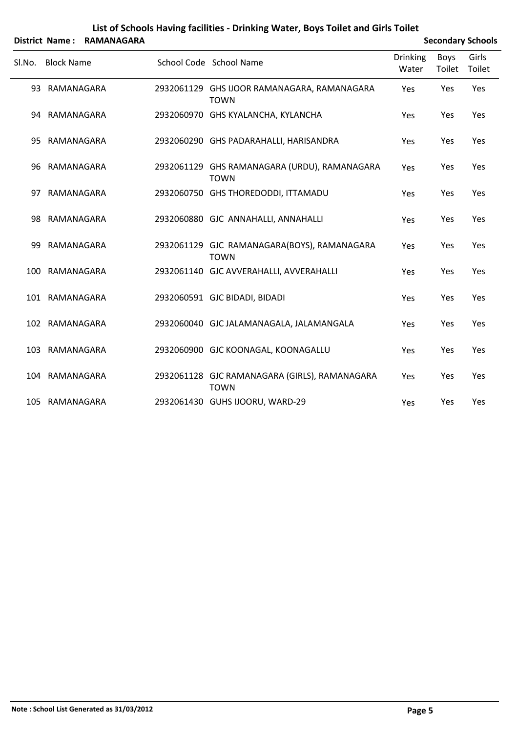# List of Schools Having facilities - Drinking Water, Boys Toilet and Girls Toilet

**District Name : RAMANAGARA** **Secondary Schools**

| Sl.No. | Block Name | School Code | School Name | Drinking Water | Boys Toilet | Girls Toilet |
|---|---|---|---|---|---|---|
| 93 | RAMANAGARA | 2932061129 | GHS IJOOR RAMANAGARA, RAMANAGARA TOWN | Yes | Yes | Yes |
| 94 | RAMANAGARA | 2932060970 | GHS KYALANCHA, KYLANCHA | Yes | Yes | Yes |
| 95 | RAMANAGARA | 2932060290 | GHS PADARAHALLI, HARISANDRA | Yes | Yes | Yes |
| 96 | RAMANAGARA | 2932061129 | GHS RAMANAGARA (URDU), RAMANAGARA TOWN | Yes | Yes | Yes |
| 97 | RAMANAGARA | 2932060750 | GHS THOREDODDI, ITTAMADU | Yes | Yes | Yes |
| 98 | RAMANAGARA | 2932060880 | GJC ANNAHALLI, ANNAHALLI | Yes | Yes | Yes |
| 99 | RAMANAGARA | 2932061129 | GJC RAMANAGARA(BOYS), RAMANAGARA TOWN | Yes | Yes | Yes |
| 100 | RAMANAGARA | 2932061140 | GJC AVVERAHALLI, AVVERAHALLI | Yes | Yes | Yes |
| 101 | RAMANAGARA | 2932060591 | GJC BIDADI, BIDADI | Yes | Yes | Yes |
| 102 | RAMANAGARA | 2932060040 | GJC JALAMANAGALA, JALAMANGALA | Yes | Yes | Yes |
| 103 | RAMANAGARA | 2932060900 | GJC KOONAGAL, KOONAGALLU | Yes | Yes | Yes |
| 104 | RAMANAGARA | 2932061128 | GJC RAMANAGARA (GIRLS), RAMANAGARA TOWN | Yes | Yes | Yes |
| 105 | RAMANAGARA | 2932061430 | GUHS IJOORU, WARD-29 | Yes | Yes | Yes |

**Note : School List Generated as 31/03/2012**